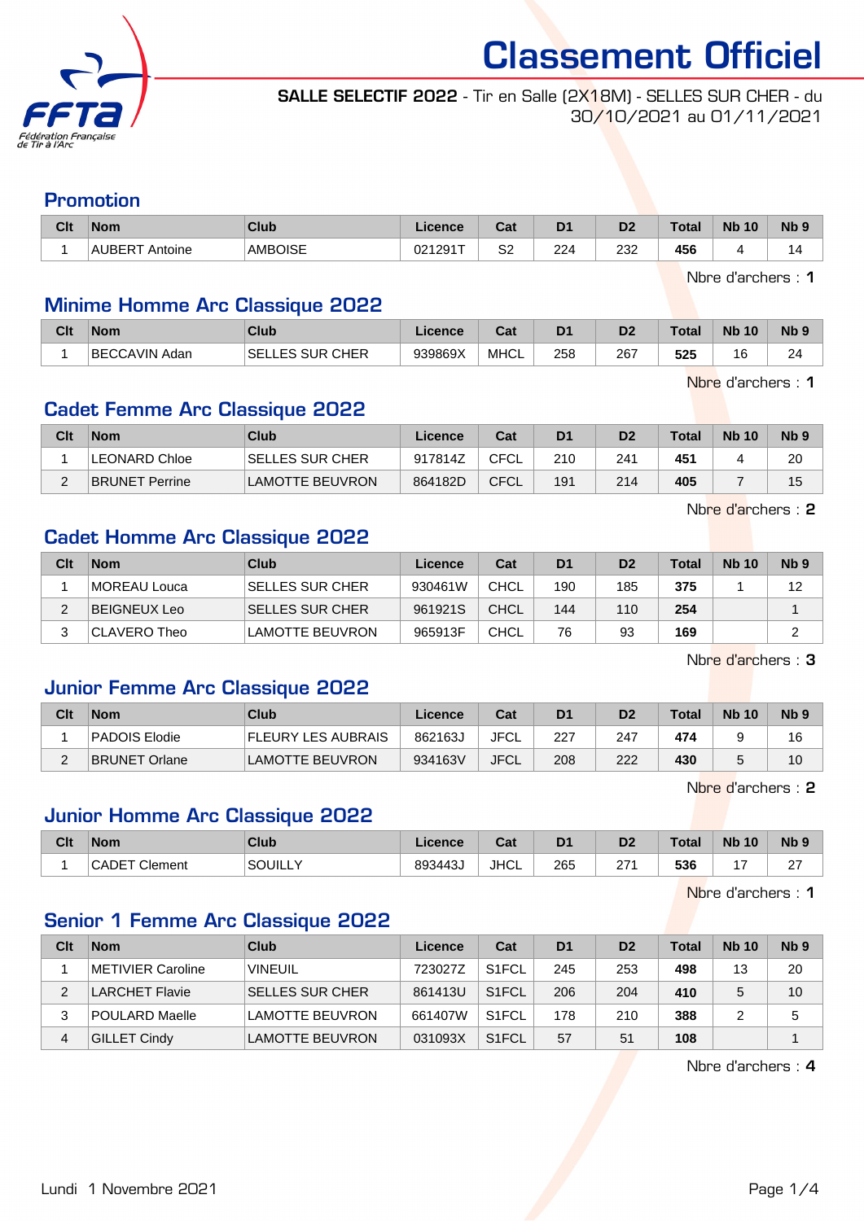# Classement Officiel

**SALLE SELECTIF 2022** - Tir en Salle (2X18M) - SELLES SUR CHER - du 30/10/2021 au 01/11/2021

## Promotion

| Clt | Nom | Club | Licence | Cat | D1 | D2 | Total | Nb 10 | Nb 9 |
|---|---|---|---|---|---|---|---|---|---|
| 1 | AUBERT Antoine | AMBOISE | 021291T | S2 | 224 | 232 | **456** | 4 | 14 |

Nbre d'archers : **1**

## Minime Homme Arc Classique 2022

| Clt | Nom | Club | Licence | Cat | D1 | D2 | Total | Nb 10 | Nb 9 |
|---|---|---|---|---|---|---|---|---|---|
| 1 | BECCAVIN Adan | SELLES SUR CHER | 939869X | MHCL | 258 | 267 | **525** | 16 | 24 |

Nbre d'archers : **1**

## Cadet Femme Arc Classique 2022

| Clt | Nom | Club | Licence | Cat | D1 | D2 | Total | Nb 10 | Nb 9 |
|---|---|---|---|---|---|---|---|---|---|
| 1 | LEONARD Chloe | SELLES SUR CHER | 917814Z | CFCL | 210 | 241 | **451** | 4 | 20 |
| 2 | BRUNET Perrine | LAMOTTE BEUVRON | 864182D | CFCL | 191 | 214 | **405** | 7 | 15 |

Nbre d'archers : **2**

## Cadet Homme Arc Classique 2022

| Clt | Nom | Club | Licence | Cat | D1 | D2 | Total | Nb 10 | Nb 9 |
|---|---|---|---|---|---|---|---|---|---|
| 1 | MOREAU Louca | SELLES SUR CHER | 930461W | CHCL | 190 | 185 | **375** | 1 | 12 |
| 2 | BEIGNEUX Leo | SELLES SUR CHER | 961921S | CHCL | 144 | 110 | **254** | | 1 |
| 3 | CLAVERO Theo | LAMOTTE BEUVRON | 965913F | CHCL | 76 | 93 | **169** | | 2 |

Nbre d'archers : **3**

## Junior Femme Arc Classique 2022

| Clt | Nom | Club | Licence | Cat | D1 | D2 | Total | Nb 10 | Nb 9 |
|---|---|---|---|---|---|---|---|---|---|
| 1 | PADOIS Elodie | FLEURY LES AUBRAIS | 862163J | JFCL | 227 | 247 | **474** | 9 | 16 |
| 2 | BRUNET Orlane | LAMOTTE BEUVRON | 934163V | JFCL | 208 | 222 | **430** | 5 | 10 |

Nbre d'archers : **2**

## Junior Homme Arc Classique 2022

| Clt | Nom | Club | Licence | Cat | D1 | D2 | Total | Nb 10 | Nb 9 |
|---|---|---|---|---|---|---|---|---|---|
| 1 | CADET Clement | SOUILLY | 893443J | JHCL | 265 | 271 | **536** | 17 | 27 |

Nbre d'archers : **1**

## Senior 1 Femme Arc Classique 2022

| Clt | Nom | Club | Licence | Cat | D1 | D2 | Total | Nb 10 | Nb 9 |
|---|---|---|---|---|---|---|---|---|---|
| 1 | METIVIER Caroline | VINEUIL | 723027Z | S1FCL | 245 | 253 | **498** | 13 | 20 |
| 2 | LARCHET Flavie | SELLES SUR CHER | 861413U | S1FCL | 206 | 204 | **410** | 5 | 10 |
| 3 | POULARD Maelle | LAMOTTE BEUVRON | 661407W | S1FCL | 178 | 210 | **388** | 2 | 5 |
| 4 | GILLET Cindy | LAMOTTE BEUVRON | 031093X | S1FCL | 57 | 51 | **108** | | 1 |

Nbre d'archers : **4**

Lundi 1 Novembre 2021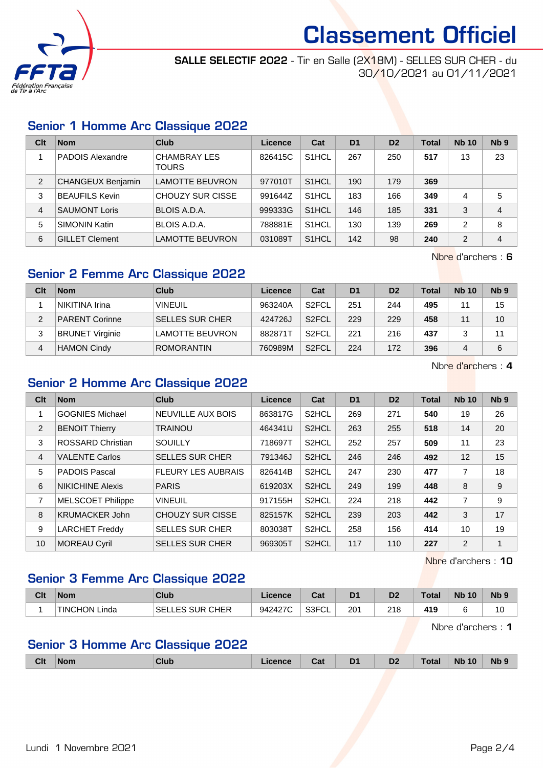# Classement Officiel

**SALLE SELECTIF 2022** - Tir en Salle (2X18M) - SELLES SUR CHER - du 30/10/2021 au 01/11/2021

## Senior 1 Homme Arc Classique 2022

| Clt | Nom | Club | Licence | Cat | D1 | D2 | Total | Nb 10 | Nb 9 |
|---|---|---|---|---|---|---|---|---|---|
| 1 | PADOIS Alexandre | CHAMBRAY LES TOURS | 826415C | S1HCL | 267 | 250 | **517** | 13 | 23 |
| 2 | CHANGEUX Benjamin | LAMOTTE BEUVRON | 977010T | S1HCL | 190 | 179 | **369** | | |
| 3 | BEAUFILS Kevin | CHOUZY SUR CISSE | 991644Z | S1HCL | 183 | 166 | **349** | 4 | 5 |
| 4 | SAUMONT Loris | BLOIS A.D.A. | 999333G | S1HCL | 146 | 185 | **331** | 3 | 4 |
| 5 | SIMONIN Katin | BLOIS A.D.A. | 788881E | S1HCL | 130 | 139 | **269** | 2 | 8 |
| 6 | GILLET Clement | LAMOTTE BEUVRON | 031089T | S1HCL | 142 | 98 | **240** | 2 | 4 |

Nbre d'archers : **6**

## Senior 2 Femme Arc Classique 2022

| Clt | Nom | Club | Licence | Cat | D1 | D2 | Total | Nb 10 | Nb 9 |
|---|---|---|---|---|---|---|---|---|---|
| 1 | NIKITINA Irina | VINEUIL | 963240A | S2FCL | 251 | 244 | **495** | 11 | 15 |
| 2 | PARENT Corinne | SELLES SUR CHER | 424726J | S2FCL | 229 | 229 | **458** | 11 | 10 |
| 3 | BRUNET Virginie | LAMOTTE BEUVRON | 882871T | S2FCL | 221 | 216 | **437** | 3 | 11 |
| 4 | HAMON Cindy | ROMORANTIN | 760989M | S2FCL | 224 | 172 | **396** | 4 | 6 |

Nbre d'archers : **4**

## Senior 2 Homme Arc Classique 2022

| Clt | Nom | Club | Licence | Cat | D1 | D2 | Total | Nb 10 | Nb 9 |
|---|---|---|---|---|---|---|---|---|---|
| 1 | GOGNIES Michael | NEUVILLE AUX BOIS | 863817G | S2HCL | 269 | 271 | **540** | 19 | 26 |
| 2 | BENOIT Thierry | TRAINOU | 464341U | S2HCL | 263 | 255 | **518** | 14 | 20 |
| 3 | ROSSARD Christian | SOUILLY | 718697T | S2HCL | 252 | 257 | **509** | 11 | 23 |
| 4 | VALENTE Carlos | SELLES SUR CHER | 791346J | S2HCL | 246 | 246 | **492** | 12 | 15 |
| 5 | PADOIS Pascal | FLEURY LES AUBRAIS | 826414B | S2HCL | 247 | 230 | **477** | 7 | 18 |
| 6 | NIKICHINE Alexis | PARIS | 619203X | S2HCL | 249 | 199 | **448** | 8 | 9 |
| 7 | MELSCOET Philippe | VINEUIL | 917155H | S2HCL | 224 | 218 | **442** | 7 | 9 |
| 8 | KRUMACKER John | CHOUZY SUR CISSE | 825157K | S2HCL | 239 | 203 | **442** | 3 | 17 |
| 9 | LARCHET Freddy | SELLES SUR CHER | 803038T | S2HCL | 258 | 156 | **414** | 10 | 19 |
| 10 | MOREAU Cyril | SELLES SUR CHER | 969305T | S2HCL | 117 | 110 | **227** | 2 | 1 |

Nbre d'archers : **10**

## Senior 3 Femme Arc Classique 2022

| Clt | Nom | Club | Licence | Cat | D1 | D2 | Total | Nb 10 | Nb 9 |
|---|---|---|---|---|---|---|---|---|---|
| 1 | TINCHON Linda | SELLES SUR CHER | 942427C | S3FCL | 201 | 218 | **419** | 6 | 10 |

Nbre d'archers : **1**

## Senior 3 Homme Arc Classique 2022

| Clt | Nom | Club | Licence | Cat | D1 | D2 | Total | Nb 10 | Nb 9 |
|---|---|---|---|---|---|---|---|---|---|

Lundi 1 Novembre 2021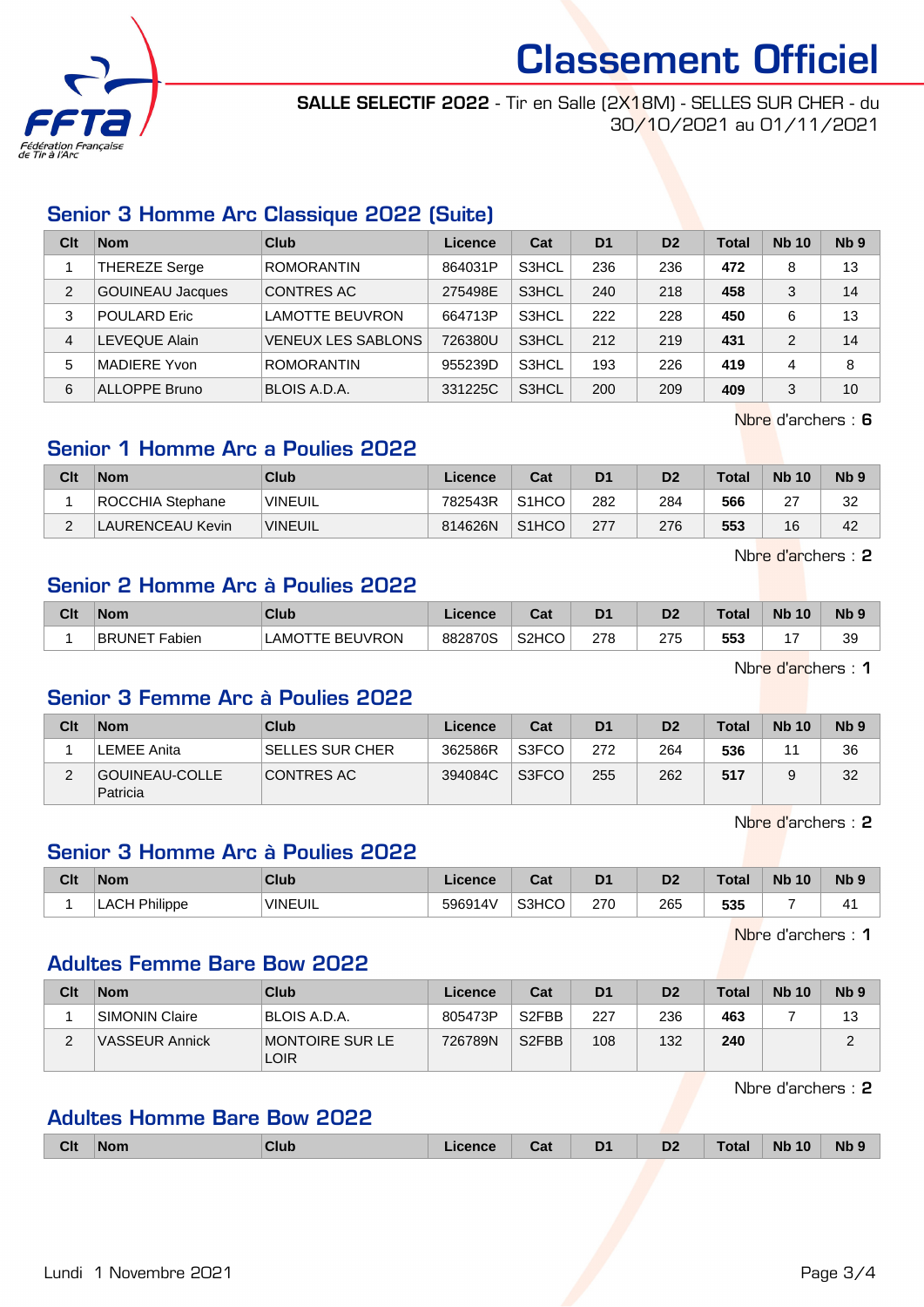# Classement Officiel

**SALLE SELECTIF 2022** - Tir en Salle (2X18M) - SELLES SUR CHER - du 30/10/2021 au 01/11/2021

## Senior 3 Homme Arc Classique 2022 (Suite)

| Clt | Nom | Club | Licence | Cat | D1 | D2 | Total | Nb 10 | Nb 9 |
|---|---|---|---|---|---|---|---|---|---|
| 1 | THEREZE Serge | ROMORANTIN | 864031P | S3HCL | 236 | 236 | **472** | 8 | 13 |
| 2 | GOUINEAU Jacques | CONTRES AC | 275498E | S3HCL | 240 | 218 | **458** | 3 | 14 |
| 3 | POULARD Eric | LAMOTTE BEUVRON | 664713P | S3HCL | 222 | 228 | **450** | 6 | 13 |
| 4 | LEVEQUE Alain | VENEUX LES SABLONS | 726380U | S3HCL | 212 | 219 | **431** | 2 | 14 |
| 5 | MADIERE Yvon | ROMORANTIN | 955239D | S3HCL | 193 | 226 | **419** | 4 | 8 |
| 6 | ALLOPPE Bruno | BLOIS A.D.A. | 331225C | S3HCL | 200 | 209 | **409** | 3 | 10 |

Nbre d'archers : **6**

## Senior 1 Homme Arc a Poulies 2022

| Clt | Nom | Club | Licence | Cat | D1 | D2 | Total | Nb 10 | Nb 9 |
|---|---|---|---|---|---|---|---|---|---|
| 1 | ROCCHIA Stephane | VINEUIL | 782543R | S1HCO | 282 | 284 | **566** | 27 | 32 |
| 2 | LAURENCEAU Kevin | VINEUIL | 814626N | S1HCO | 277 | 276 | **553** | 16 | 42 |

Nbre d'archers : **2**

## Senior 2 Homme Arc à Poulies 2022

| Clt | Nom | Club | Licence | Cat | D1 | D2 | Total | Nb 10 | Nb 9 |
|---|---|---|---|---|---|---|---|---|---|
| 1 | BRUNET Fabien | LAMOTTE BEUVRON | 882870S | S2HCO | 278 | 275 | **553** | 17 | 39 |

Nbre d'archers : **1**

## Senior 3 Femme Arc à Poulies 2022

| Clt | Nom | Club | Licence | Cat | D1 | D2 | Total | Nb 10 | Nb 9 |
|---|---|---|---|---|---|---|---|---|---|
| 1 | LEMEE Anita | SELLES SUR CHER | 362586R | S3FCO | 272 | 264 | **536** | 11 | 36 |
| 2 | GOUINEAU-COLLE Patricia | CONTRES AC | 394084C | S3FCO | 255 | 262 | **517** | 9 | 32 |

Nbre d'archers : **2**

## Senior 3 Homme Arc à Poulies 2022

| Clt | Nom | Club | Licence | Cat | D1 | D2 | Total | Nb 10 | Nb 9 |
|---|---|---|---|---|---|---|---|---|---|
| 1 | LACH Philippe | VINEUIL | 596914V | S3HCO | 270 | 265 | **535** | 7 | 41 |

Nbre d'archers : **1**

## Adultes Femme Bare Bow 2022

| Clt | Nom | Club | Licence | Cat | D1 | D2 | Total | Nb 10 | Nb 9 |
|---|---|---|---|---|---|---|---|---|---|
| 1 | SIMONIN Claire | BLOIS A.D.A. | 805473P | S2FBB | 227 | 236 | **463** | 7 | 13 |
| 2 | VASSEUR Annick | MONTOIRE SUR LE LOIR | 726789N | S2FBB | 108 | 132 | **240** | | 2 |

Nbre d'archers : **2**

## Adultes Homme Bare Bow 2022

| Clt | Nom | Club | Licence | Cat | D1 | D2 | Total | Nb 10 | Nb 9 |
|---|---|---|---|---|---|---|---|---|---|

Lundi 1 Novembre 2021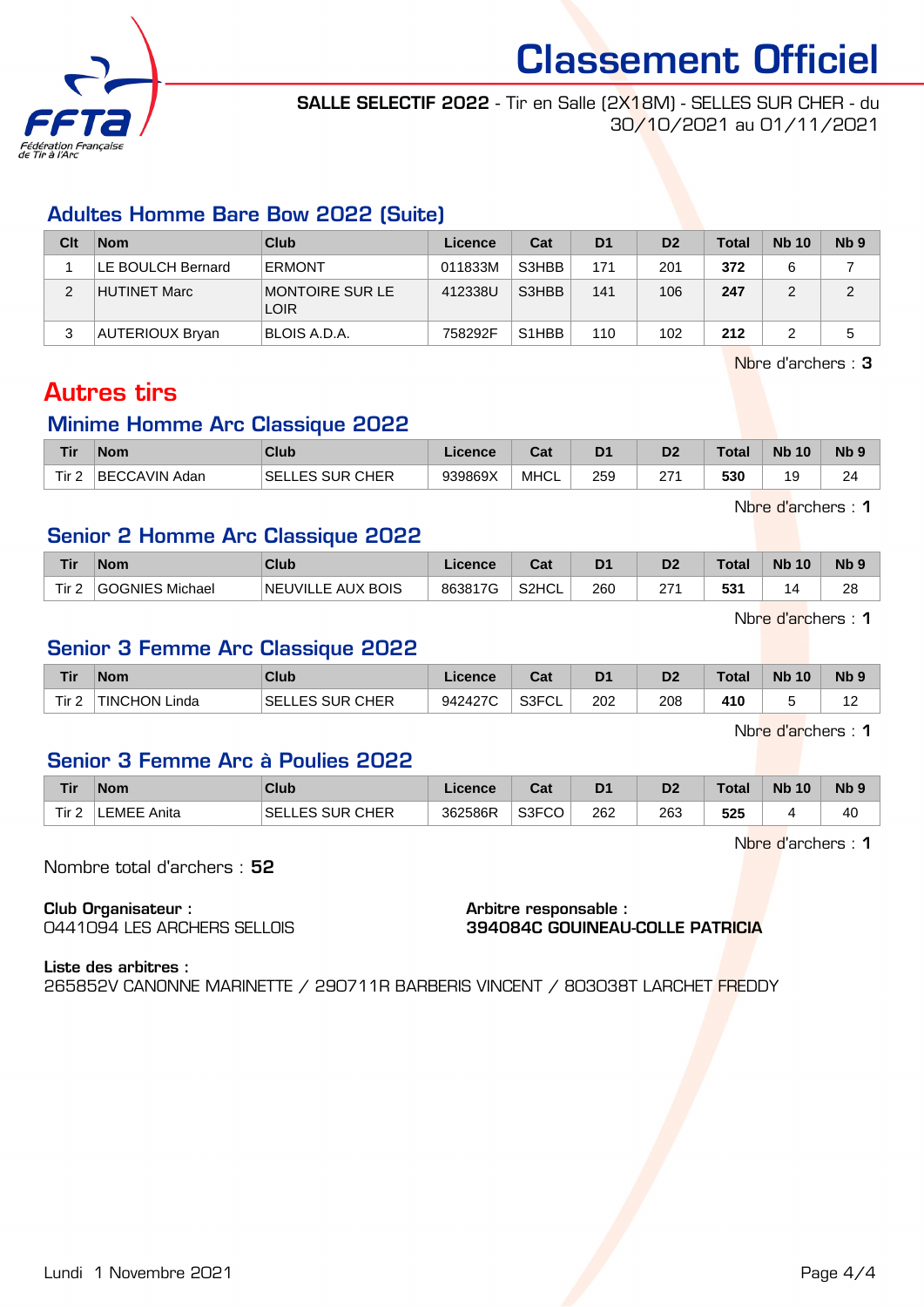# Classement Officiel

**SALLE SELECTIF 2022** - Tir en Salle (2X18M) - SELLES SUR CHER - du 30/10/2021 au 01/11/2021

## Adultes Homme Bare Bow 2022 (Suite)

| Clt | Nom | Club | Licence | Cat | D1 | D2 | Total | Nb 10 | Nb 9 |
|---|---|---|---|---|---|---|---|---|---|
| 1 | LE BOULCH Bernard | ERMONT | 011833M | S3HBB | 171 | 201 | **372** | 6 | 7 |
| 2 | HUTINET Marc | MONTOIRE SUR LE LOIR | 412338U | S3HBB | 141 | 106 | **247** | 2 | 2 |
| 3 | AUTERIOUX Bryan | BLOIS A.D.A. | 758292F | S1HBB | 110 | 102 | **212** | 2 | 5 |

Nbre d'archers : **3**

# Autres tirs

## Minime Homme Arc Classique 2022

| Tir | Nom | Club | Licence | Cat | D1 | D2 | Total | Nb 10 | Nb 9 |
|---|---|---|---|---|---|---|---|---|---|
| Tir 2 | BECCAVIN Adan | SELLES SUR CHER | 939869X | MHCL | 259 | 271 | **530** | 19 | 24 |

Nbre d'archers : **1**

## Senior 2 Homme Arc Classique 2022

| Tir | Nom | Club | Licence | Cat | D1 | D2 | Total | Nb 10 | Nb 9 |
|---|---|---|---|---|---|---|---|---|---|
| Tir 2 | GOGNIES Michael | NEUVILLE AUX BOIS | 863817G | S2HCL | 260 | 271 | **531** | 14 | 28 |

Nbre d'archers : **1**

## Senior 3 Femme Arc Classique 2022

| Tir | Nom | Club | Licence | Cat | D1 | D2 | Total | Nb 10 | Nb 9 |
|---|---|---|---|---|---|---|---|---|---|
| Tir 2 | TINCHON Linda | SELLES SUR CHER | 942427C | S3FCL | 202 | 208 | **410** | 5 | 12 |

Nbre d'archers : **1**

## Senior 3 Femme Arc à Poulies 2022

| Tir | Nom | Club | Licence | Cat | D1 | D2 | Total | Nb 10 | Nb 9 |
|---|---|---|---|---|---|---|---|---|---|
| Tir 2 | LEMEE Anita | SELLES SUR CHER | 362586R | S3FCO | 262 | 263 | **525** | 4 | 40 |

Nbre d'archers : **1**

Nombre total d'archers : **52**

**Club Organisateur :**
0441094 LES ARCHERS SELLOIS

**Arbitre responsable :**
**394084C GOUINEAU-COLLE PATRICIA**

**Liste des arbitres :**
265852V CANONNE MARINETTE / 290711R BARBERIS VINCENT / 803038T LARCHET FREDDY

Lundi 1 Novembre 2021